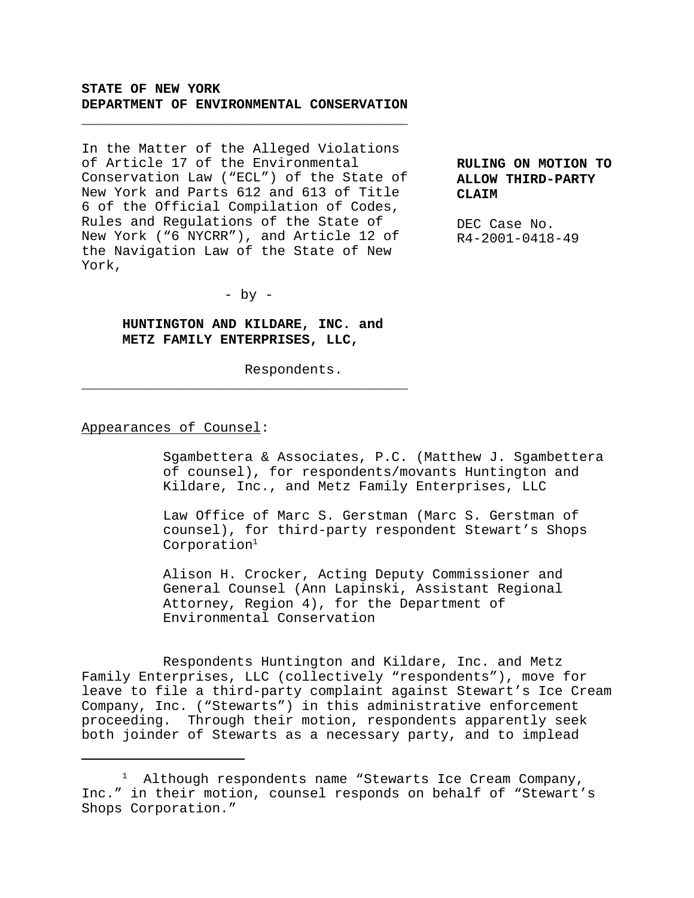**STATE OF NEW YORK**
**DEPARTMENT OF ENVIRONMENTAL CONSERVATION**

---

In the Matter of the Alleged Violations of Article 17 of the Environmental Conservation Law ("ECL") of the State of New York and Parts 612 and 613 of Title 6 of the Official Compilation of Codes, Rules and Regulations of the State of New York ("6 NYCRR"), and Article 12 of the Navigation Law of the State of New York,

- by -

**HUNTINGTON AND KILDARE, INC. and METZ FAMILY ENTERPRISES, LLC,**

Respondents.

---

**RULING ON MOTION TO ALLOW THIRD-PARTY CLAIM**

DEC Case No. R4-2001-0418-49

Appearances of Counsel:

Sgambettera & Associates, P.C. (Matthew J. Sgambettera of counsel), for respondents/movants Huntington and Kildare, Inc., and Metz Family Enterprises, LLC

Law Office of Marc S. Gerstman (Marc S. Gerstman of counsel), for third-party respondent Stewart's Shops Corporation[1]

Alison H. Crocker, Acting Deputy Commissioner and General Counsel (Ann Lapinski, Assistant Regional Attorney, Region 4), for the Department of Environmental Conservation

Respondents Huntington and Kildare, Inc. and Metz Family Enterprises, LLC (collectively "respondents"), move for leave to file a third-party complaint against Stewart's Ice Cream Company, Inc. ("Stewarts") in this administrative enforcement proceeding. Through their motion, respondents apparently seek both joinder of Stewarts as a necessary party, and to implead

---

[1] Although respondents name "Stewarts Ice Cream Company, Inc." in their motion, counsel responds on behalf of "Stewart's Shops Corporation."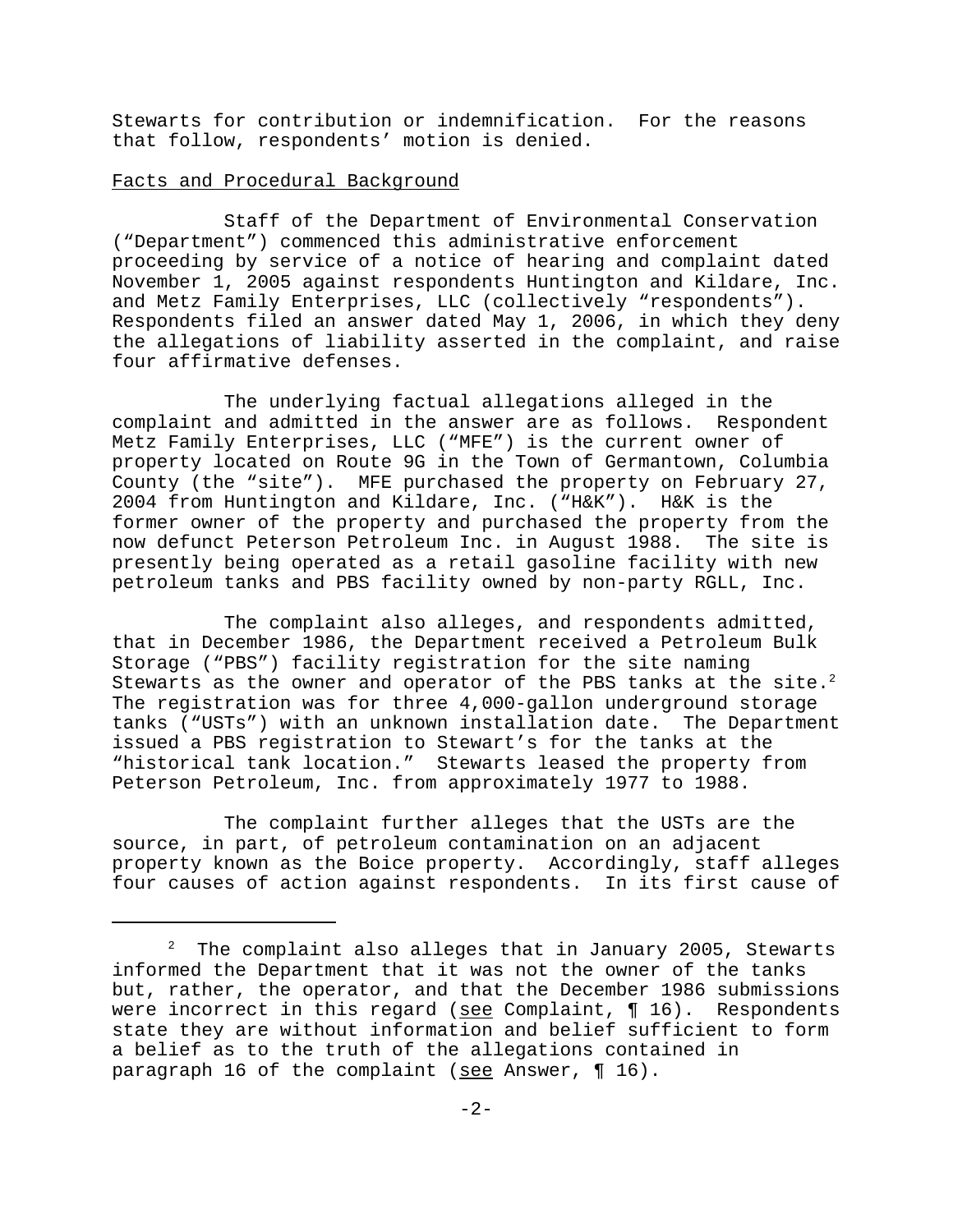Stewarts for contribution or indemnification. For the reasons that follow, respondents' motion is denied.

Facts and Procedural Background

Staff of the Department of Environmental Conservation ("Department") commenced this administrative enforcement proceeding by service of a notice of hearing and complaint dated November 1, 2005 against respondents Huntington and Kildare, Inc. and Metz Family Enterprises, LLC (collectively "respondents"). Respondents filed an answer dated May 1, 2006, in which they deny the allegations of liability asserted in the complaint, and raise four affirmative defenses.

The underlying factual allegations alleged in the complaint and admitted in the answer are as follows. Respondent Metz Family Enterprises, LLC ("MFE") is the current owner of property located on Route 9G in the Town of Germantown, Columbia County (the "site"). MFE purchased the property on February 27, 2004 from Huntington and Kildare, Inc. ("H&K"). H&K is the former owner of the property and purchased the property from the now defunct Peterson Petroleum Inc. in August 1988. The site is presently being operated as a retail gasoline facility with new petroleum tanks and PBS facility owned by non-party RGLL, Inc.

The complaint also alleges, and respondents admitted, that in December 1986, the Department received a Petroleum Bulk Storage ("PBS") facility registration for the site naming Stewarts as the owner and operator of the PBS tanks at the site.[2] The registration was for three 4,000-gallon underground storage tanks ("USTs") with an unknown installation date. The Department issued a PBS registration to Stewart's for the tanks at the "historical tank location." Stewarts leased the property from Peterson Petroleum, Inc. from approximately 1977 to 1988.

The complaint further alleges that the USTs are the source, in part, of petroleum contamination on an adjacent property known as the Boice property. Accordingly, staff alleges four causes of action against respondents. In its first cause of

[2] The complaint also alleges that in January 2005, Stewarts informed the Department that it was not the owner of the tanks but, rather, the operator, and that the December 1986 submissions were incorrect in this regard (see Complaint, ¶ 16). Respondents state they are without information and belief sufficient to form a belief as to the truth of the allegations contained in paragraph 16 of the complaint (see Answer, ¶ 16).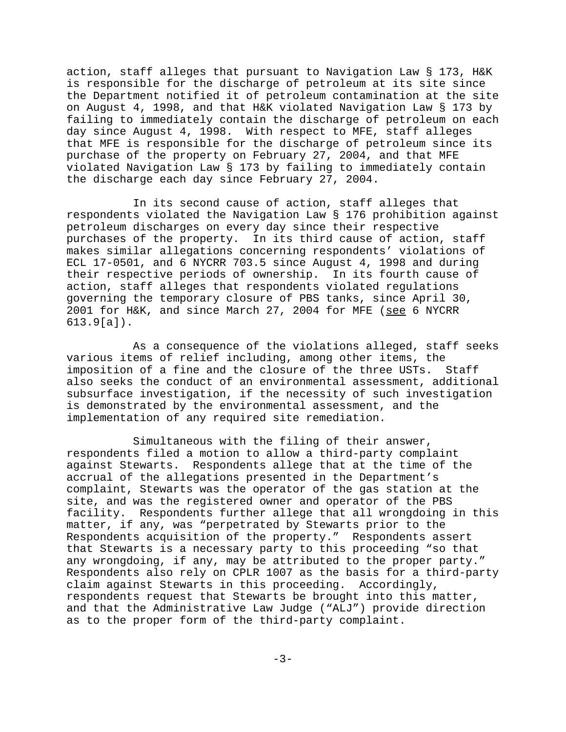action, staff alleges that pursuant to Navigation Law § 173, H&K is responsible for the discharge of petroleum at its site since the Department notified it of petroleum contamination at the site on August 4, 1998, and that H&K violated Navigation Law § 173 by failing to immediately contain the discharge of petroleum on each day since August 4, 1998. With respect to MFE, staff alleges that MFE is responsible for the discharge of petroleum since its purchase of the property on February 27, 2004, and that MFE violated Navigation Law § 173 by failing to immediately contain the discharge each day since February 27, 2004.

In its second cause of action, staff alleges that respondents violated the Navigation Law § 176 prohibition against petroleum discharges on every day since their respective purchases of the property. In its third cause of action, staff makes similar allegations concerning respondents' violations of ECL 17-0501, and 6 NYCRR 703.5 since August 4, 1998 and during their respective periods of ownership. In its fourth cause of action, staff alleges that respondents violated regulations governing the temporary closure of PBS tanks, since April 30, 2001 for H&K, and since March 27, 2004 for MFE (see 6 NYCRR 613.9[a]).

As a consequence of the violations alleged, staff seeks various items of relief including, among other items, the imposition of a fine and the closure of the three USTs. Staff also seeks the conduct of an environmental assessment, additional subsurface investigation, if the necessity of such investigation is demonstrated by the environmental assessment, and the implementation of any required site remediation.

Simultaneous with the filing of their answer, respondents filed a motion to allow a third-party complaint against Stewarts. Respondents allege that at the time of the accrual of the allegations presented in the Department's complaint, Stewarts was the operator of the gas station at the site, and was the registered owner and operator of the PBS facility. Respondents further allege that all wrongdoing in this matter, if any, was "perpetrated by Stewarts prior to the Respondents acquisition of the property." Respondents assert that Stewarts is a necessary party to this proceeding "so that any wrongdoing, if any, may be attributed to the proper party." Respondents also rely on CPLR 1007 as the basis for a third-party claim against Stewarts in this proceeding. Accordingly, respondents request that Stewarts be brought into this matter, and that the Administrative Law Judge ("ALJ") provide direction as to the proper form of the third-party complaint.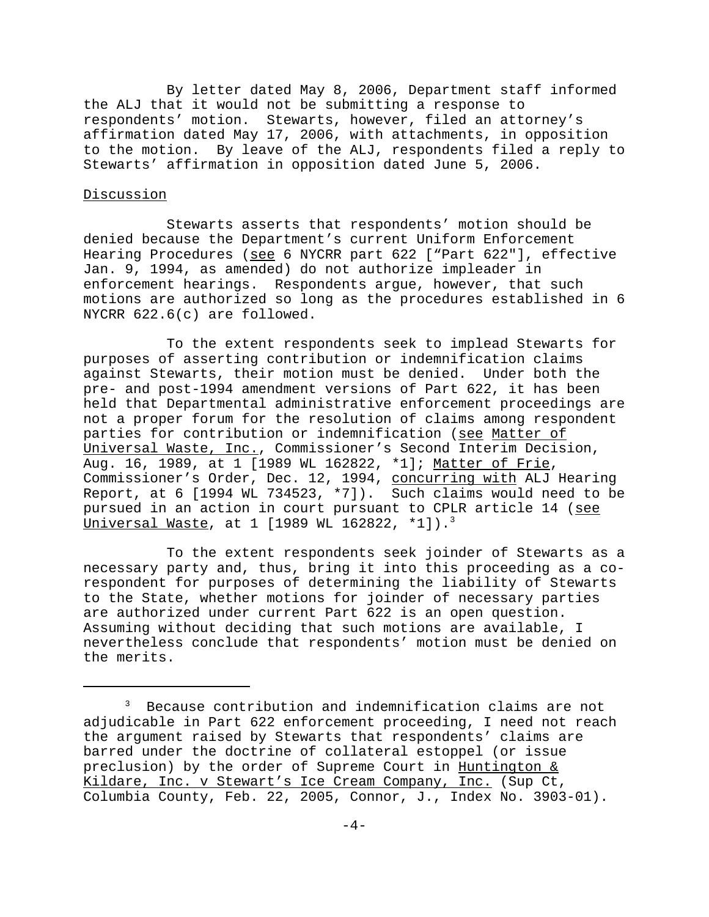By letter dated May 8, 2006, Department staff informed the ALJ that it would not be submitting a response to respondents' motion. Stewarts, however, filed an attorney's affirmation dated May 17, 2006, with attachments, in opposition to the motion. By leave of the ALJ, respondents filed a reply to Stewarts' affirmation in opposition dated June 5, 2006.

Discussion

Stewarts asserts that respondents' motion should be denied because the Department's current Uniform Enforcement Hearing Procedures (see 6 NYCRR part 622 ["Part 622"], effective Jan. 9, 1994, as amended) do not authorize impleader in enforcement hearings. Respondents argue, however, that such motions are authorized so long as the procedures established in 6 NYCRR 622.6(c) are followed.

To the extent respondents seek to implead Stewarts for purposes of asserting contribution or indemnification claims against Stewarts, their motion must be denied. Under both the pre- and post-1994 amendment versions of Part 622, it has been held that Departmental administrative enforcement proceedings are not a proper forum for the resolution of claims among respondent parties for contribution or indemnification (see Matter of Universal Waste, Inc., Commissioner's Second Interim Decision, Aug. 16, 1989, at 1 [1989 WL 162822, *1]; Matter of Frie, Commissioner's Order, Dec. 12, 1994, concurring with ALJ Hearing Report, at 6 [1994 WL 734523, *7]). Such claims would need to be pursued in an action in court pursuant to CPLR article 14 (see Universal Waste, at 1 [1989 WL 162822, *1]).[3]

To the extent respondents seek joinder of Stewarts as a necessary party and, thus, bring it into this proceeding as a co-respondent for purposes of determining the liability of Stewarts to the State, whether motions for joinder of necessary parties are authorized under current Part 622 is an open question. Assuming without deciding that such motions are available, I nevertheless conclude that respondents' motion must be denied on the merits.

---

[3] Because contribution and indemnification claims are not adjudicable in Part 622 enforcement proceeding, I need not reach the argument raised by Stewarts that respondents' claims are barred under the doctrine of collateral estoppel (or issue preclusion) by the order of Supreme Court in Huntington & Kildare, Inc. v Stewart's Ice Cream Company, Inc. (Sup Ct, Columbia County, Feb. 22, 2005, Connor, J., Index No. 3903-01).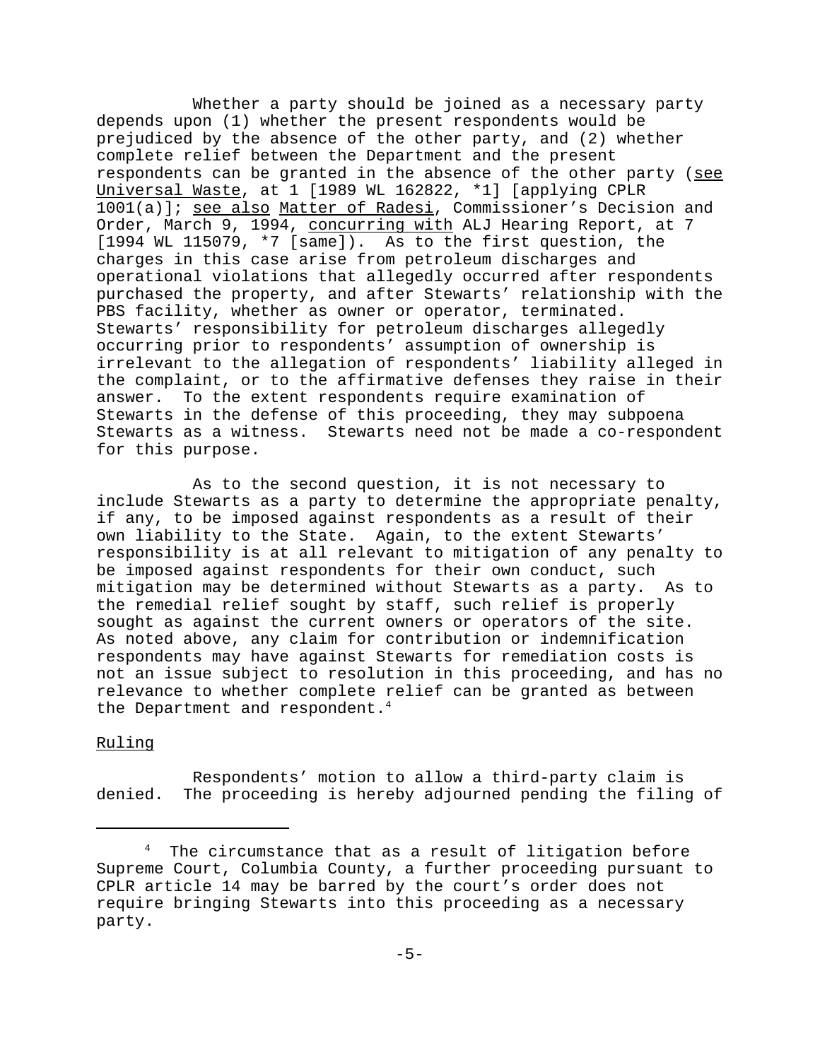Whether a party should be joined as a necessary party depends upon (1) whether the present respondents would be prejudiced by the absence of the other party, and (2) whether complete relief between the Department and the present respondents can be granted in the absence of the other party (see Universal Waste, at 1 [1989 WL 162822, *1] [applying CPLR 1001(a)]; see also Matter of Radesi, Commissioner's Decision and Order, March 9, 1994, concurring with ALJ Hearing Report, at 7 [1994 WL 115079, *7 [same]). As to the first question, the charges in this case arise from petroleum discharges and operational violations that allegedly occurred after respondents purchased the property, and after Stewarts' relationship with the PBS facility, whether as owner or operator, terminated. Stewarts' responsibility for petroleum discharges allegedly occurring prior to respondents' assumption of ownership is irrelevant to the allegation of respondents' liability alleged in the complaint, or to the affirmative defenses they raise in their answer. To the extent respondents require examination of Stewarts in the defense of this proceeding, they may subpoena Stewarts as a witness. Stewarts need not be made a co-respondent for this purpose.

As to the second question, it is not necessary to include Stewarts as a party to determine the appropriate penalty, if any, to be imposed against respondents as a result of their own liability to the State. Again, to the extent Stewarts' responsibility is at all relevant to mitigation of any penalty to be imposed against respondents for their own conduct, such mitigation may be determined without Stewarts as a party. As to the remedial relief sought by staff, such relief is properly sought as against the current owners or operators of the site. As noted above, any claim for contribution or indemnification respondents may have against Stewarts for remediation costs is not an issue subject to resolution in this proceeding, and has no relevance to whether complete relief can be granted as between the Department and respondent.[4]

Ruling

Respondents' motion to allow a third-party claim is denied. The proceeding is hereby adjourned pending the filing of

---

[4] The circumstance that as a result of litigation before Supreme Court, Columbia County, a further proceeding pursuant to CPLR article 14 may be barred by the court's order does not require bringing Stewarts into this proceeding as a necessary party.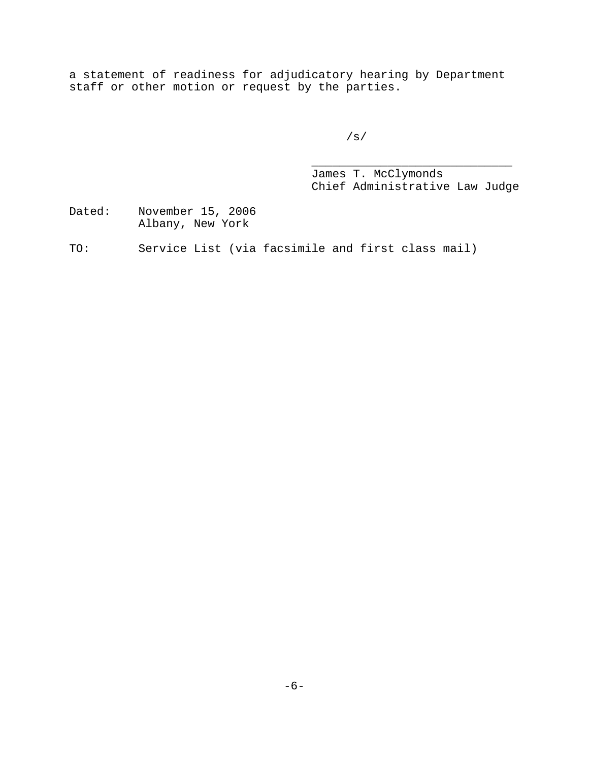a statement of readiness for adjudicatory hearing by Department staff or other motion or request by the parties.

/s/

\_\_\_\_\_\_\_\_\_\_\_\_\_\_\_\_\_\_\_\_\_\_\_\_\_\_\_\_\_

James T. McClymonds
Chief Administrative Law Judge

Dated: November 15, 2006
Albany, New York

TO: Service List (via facsimile and first class mail)